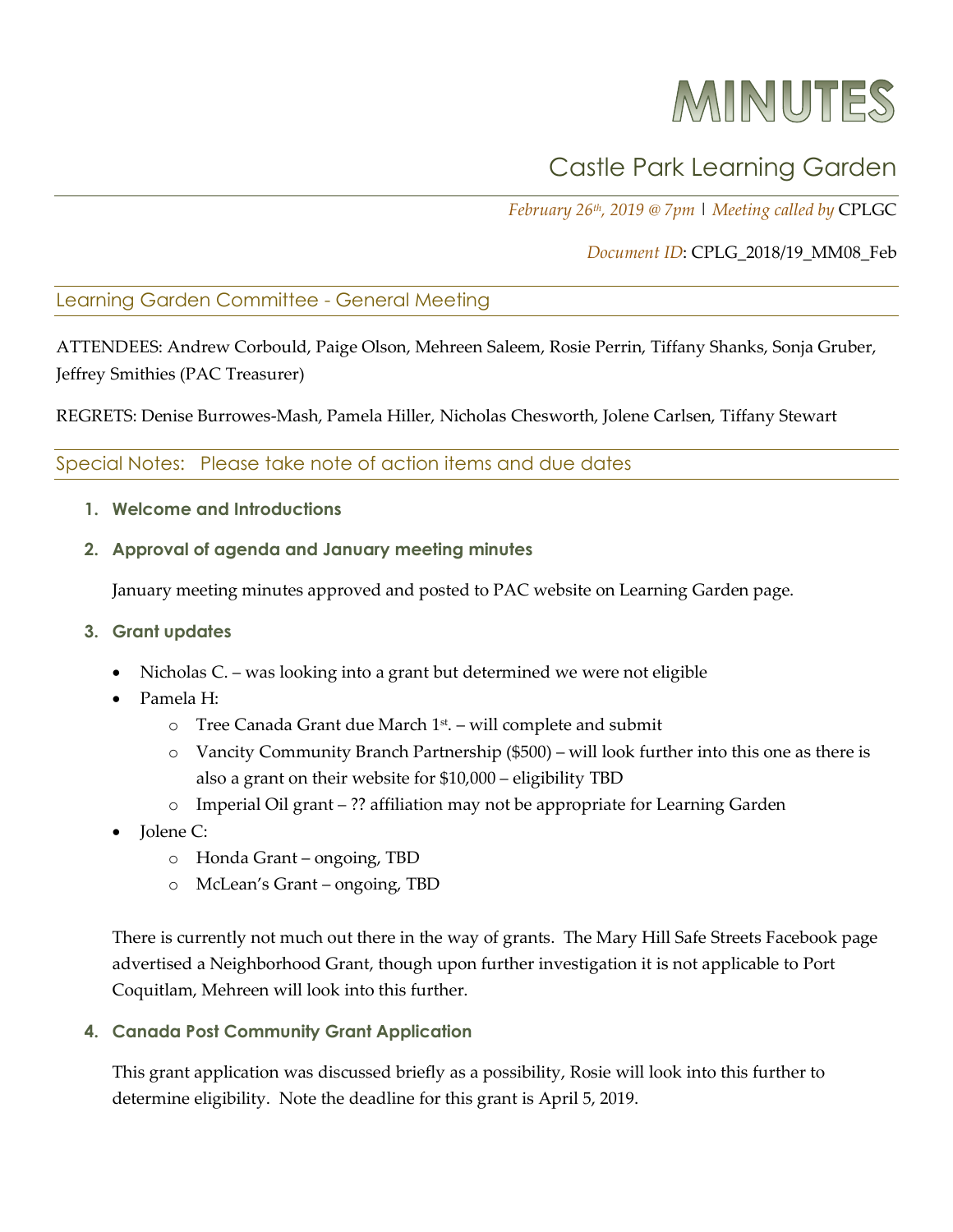# MINUTES

## Castle Park Learning Garden

*February 26th, 2019 @ 7pm* | *Meeting called by* CPLGC

*Document ID*: CPLG_2018/19_MM08_Feb

### Learning Garden Committee - General Meeting

ATTENDEES: Andrew Corbould, Paige Olson, Mehreen Saleem, Rosie Perrin, Tiffany Shanks, Sonja Gruber, Jeffrey Smithies (PAC Treasurer)

REGRETS: Denise Burrowes-Mash, Pamela Hiller, Nicholas Chesworth, Jolene Carlsen, Tiffany Stewart

### Special Notes: Please take note of action items and due dates

1. **Welcome and Introductions**

2. **Approval of agenda and January meeting minutes**

   January meeting minutes approved and posted to PAC website on Learning Garden page.

3. **Grant updates**

   - Nicholas C. – was looking into a grant but determined we were not eligible
   - Pamela H:
     - Tree Canada Grant due March 1st. – will complete and submit
     - Vancity Community Branch Partnership ($500) – will look further into this one as there is also a grant on their website for $10,000 – eligibility TBD
     - Imperial Oil grant – ?? affiliation may not be appropriate for Learning Garden
   - Jolene C:
     - Honda Grant – ongoing, TBD
     - McLean's Grant – ongoing, TBD

   There is currently not much out there in the way of grants. The Mary Hill Safe Streets Facebook page advertised a Neighborhood Grant, though upon further investigation it is not applicable to Port Coquitlam, Mehreen will look into this further.

4. **Canada Post Community Grant Application**

   This grant application was discussed briefly as a possibility, Rosie will look into this further to determine eligibility. Note the deadline for this grant is April 5, 2019.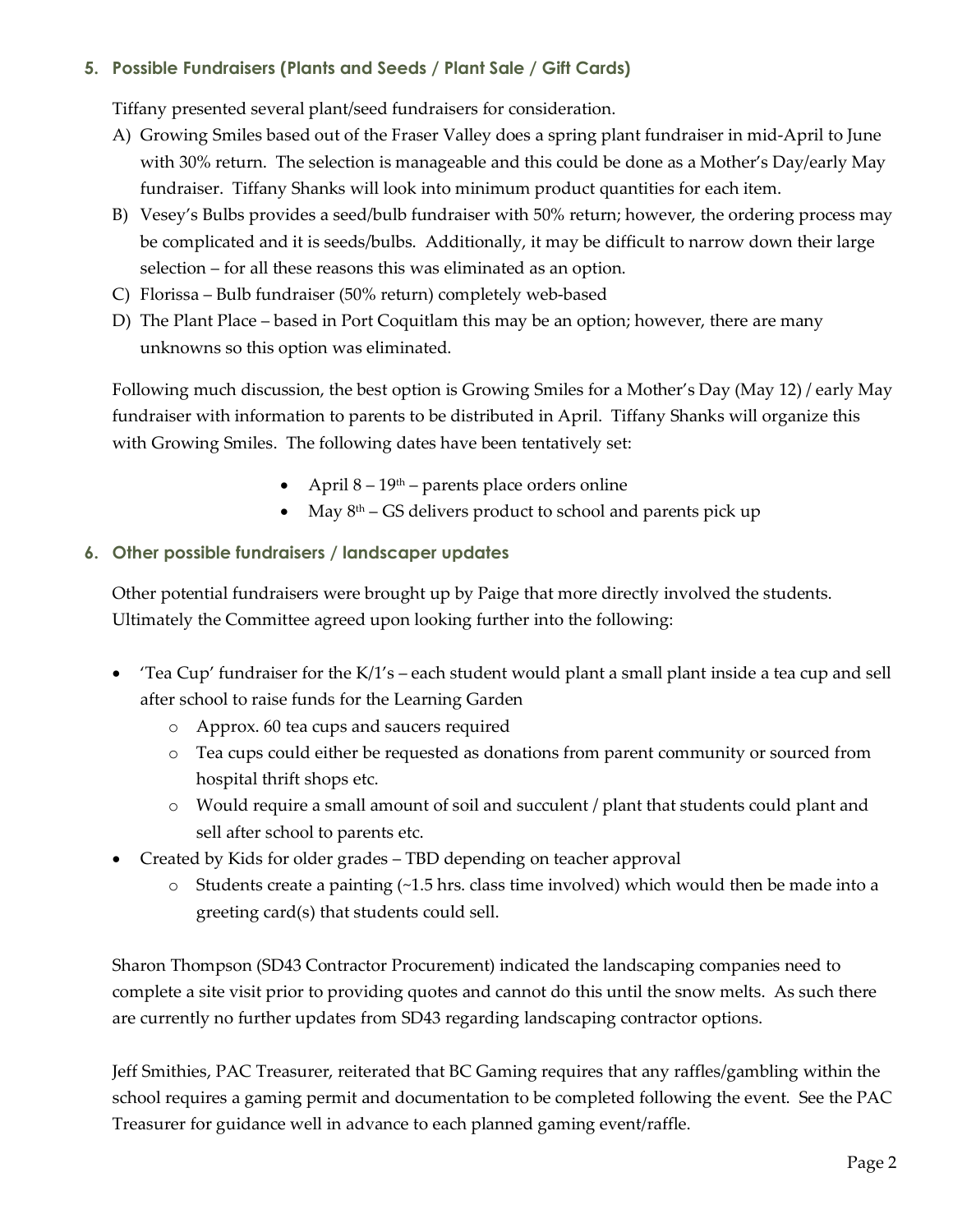### 5. Possible Fundraisers (Plants and Seeds / Plant Sale / Gift Cards)

Tiffany presented several plant/seed fundraisers for consideration.

A) Growing Smiles based out of the Fraser Valley does a spring plant fundraiser in mid-April to June with 30% return. The selection is manageable and this could be done as a Mother's Day/early May fundraiser. Tiffany Shanks will look into minimum product quantities for each item.

B) Vesey's Bulbs provides a seed/bulb fundraiser with 50% return; however, the ordering process may be complicated and it is seeds/bulbs. Additionally, it may be difficult to narrow down their large selection – for all these reasons this was eliminated as an option.

C) Florissa – Bulb fundraiser (50% return) completely web-based

D) The Plant Place – based in Port Coquitlam this may be an option; however, there are many unknowns so this option was eliminated.

Following much discussion, the best option is Growing Smiles for a Mother's Day (May 12) / early May fundraiser with information to parents to be distributed in April. Tiffany Shanks will organize this with Growing Smiles. The following dates have been tentatively set:

- April 8 – 19th – parents place orders online
- May 8th – GS delivers product to school and parents pick up

### 6. Other possible fundraisers / landscaper updates

Other potential fundraisers were brought up by Paige that more directly involved the students. Ultimately the Committee agreed upon looking further into the following:

- 'Tea Cup' fundraiser for the K/1's – each student would plant a small plant inside a tea cup and sell after school to raise funds for the Learning Garden
  - Approx. 60 tea cups and saucers required
  - Tea cups could either be requested as donations from parent community or sourced from hospital thrift shops etc.
  - Would require a small amount of soil and succulent / plant that students could plant and sell after school to parents etc.
- Created by Kids for older grades – TBD depending on teacher approval
  - Students create a painting (~1.5 hrs. class time involved) which would then be made into a greeting card(s) that students could sell.

Sharon Thompson (SD43 Contractor Procurement) indicated the landscaping companies need to complete a site visit prior to providing quotes and cannot do this until the snow melts. As such there are currently no further updates from SD43 regarding landscaping contractor options.

Jeff Smithies, PAC Treasurer, reiterated that BC Gaming requires that any raffles/gambling within the school requires a gaming permit and documentation to be completed following the event. See the PAC Treasurer for guidance well in advance to each planned gaming event/raffle.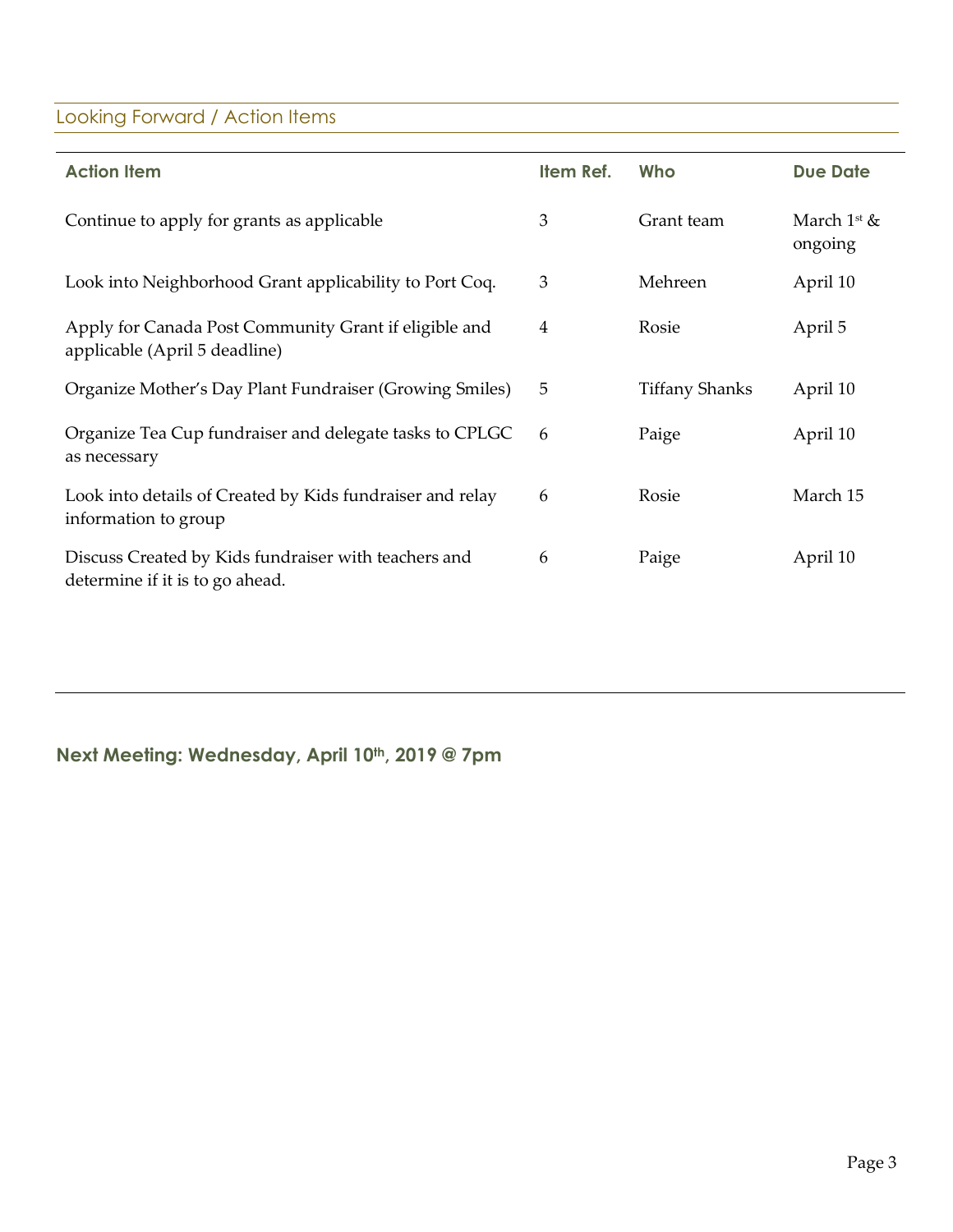## Looking Forward / Action Items

| Action Item | Item Ref. | Who | Due Date |
|---|---|---|---|
| Continue to apply for grants as applicable | 3 | Grant team | March 1st & ongoing |
| Look into Neighborhood Grant applicability to Port Coq. | 3 | Mehreen | April 10 |
| Apply for Canada Post Community Grant if eligible and applicable (April 5 deadline) | 4 | Rosie | April 5 |
| Organize Mother's Day Plant Fundraiser (Growing Smiles) | 5 | Tiffany Shanks | April 10 |
| Organize Tea Cup fundraiser and delegate tasks to CPLGC as necessary | 6 | Paige | April 10 |
| Look into details of Created by Kids fundraiser and relay information to group | 6 | Rosie | March 15 |
| Discuss Created by Kids fundraiser with teachers and determine if it is to go ahead. | 6 | Paige | April 10 |

**Next Meeting: Wednesday, April 10th, 2019 @ 7pm**